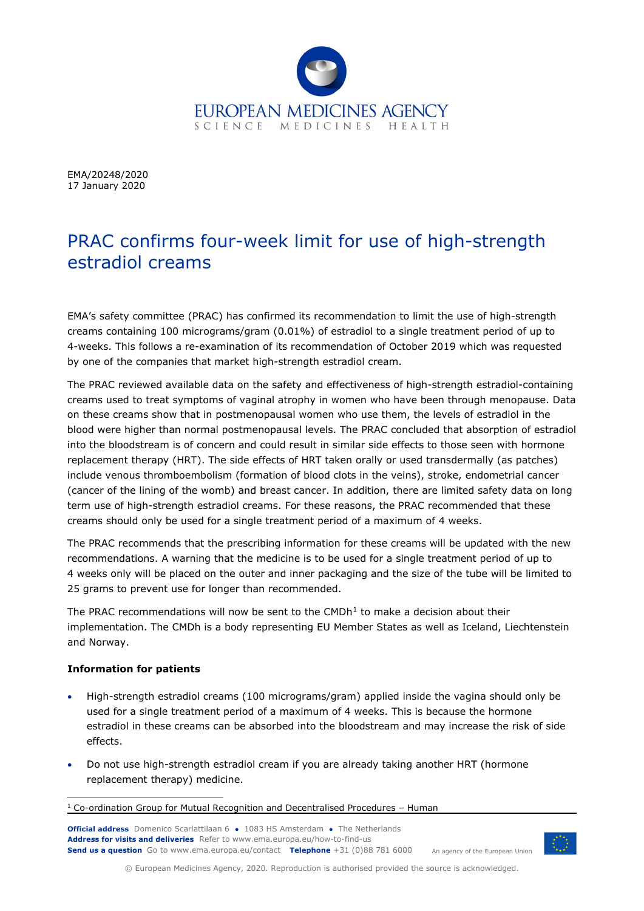EMA/20248/2020
17 January 2020

# PRAC confirms four-week limit for use of high-strength estradiol creams

EMA's safety committee (PRAC) has confirmed its recommendation to limit the use of high-strength creams containing 100 micrograms/gram (0.01%) of estradiol to a single treatment period of up to 4-weeks. This follows a re-examination of its recommendation of October 2019 which was requested by one of the companies that market high-strength estradiol cream.

The PRAC reviewed available data on the safety and effectiveness of high-strength estradiol-containing creams used to treat symptoms of vaginal atrophy in women who have been through menopause. Data on these creams show that in postmenopausal women who use them, the levels of estradiol in the blood were higher than normal postmenopausal levels. The PRAC concluded that absorption of estradiol into the bloodstream is of concern and could result in similar side effects to those seen with hormone replacement therapy (HRT). The side effects of HRT taken orally or used transdermally (as patches) include venous thromboembolism (formation of blood clots in the veins), stroke, endometrial cancer (cancer of the lining of the womb) and breast cancer. In addition, there are limited safety data on long term use of high-strength estradiol creams. For these reasons, the PRAC recommended that these creams should only be used for a single treatment period of a maximum of 4 weeks.

The PRAC recommends that the prescribing information for these creams will be updated with the new recommendations. A warning that the medicine is to be used for a single treatment period of up to 4 weeks only will be placed on the outer and inner packaging and the size of the tube will be limited to 25 grams to prevent use for longer than recommended.

The PRAC recommendations will now be sent to the CMDh[1] to make a decision about their implementation. The CMDh is a body representing EU Member States as well as Iceland, Liechtenstein and Norway.

**Information for patients**

- High-strength estradiol creams (100 micrograms/gram) applied inside the vagina should only be used for a single treatment period of a maximum of 4 weeks. This is because the hormone estradiol in these creams can be absorbed into the bloodstream and may increase the risk of side effects.
- Do not use high-strength estradiol cream if you are already taking another HRT (hormone replacement therapy) medicine.

[1] Co-ordination Group for Mutual Recognition and Decentralised Procedures – Human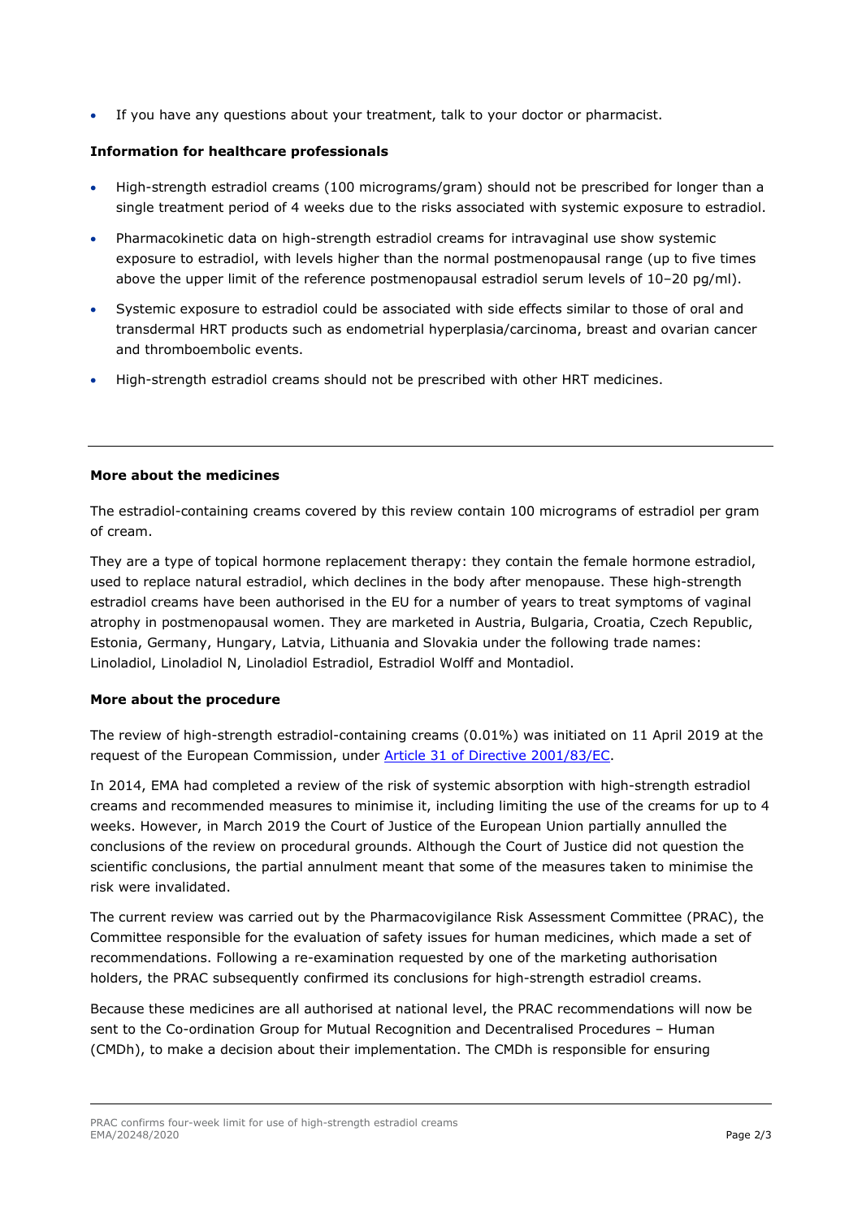- If you have any questions about your treatment, talk to your doctor or pharmacist.

**Information for healthcare professionals**

- High-strength estradiol creams (100 micrograms/gram) should not be prescribed for longer than a single treatment period of 4 weeks due to the risks associated with systemic exposure to estradiol.
- Pharmacokinetic data on high-strength estradiol creams for intravaginal use show systemic exposure to estradiol, with levels higher than the normal postmenopausal range (up to five times above the upper limit of the reference postmenopausal estradiol serum levels of 10–20 pg/ml).
- Systemic exposure to estradiol could be associated with side effects similar to those of oral and transdermal HRT products such as endometrial hyperplasia/carcinoma, breast and ovarian cancer and thromboembolic events.
- High-strength estradiol creams should not be prescribed with other HRT medicines.

---

**More about the medicines**

The estradiol-containing creams covered by this review contain 100 micrograms of estradiol per gram of cream.

They are a type of topical hormone replacement therapy: they contain the female hormone estradiol, used to replace natural estradiol, which declines in the body after menopause. These high-strength estradiol creams have been authorised in the EU for a number of years to treat symptoms of vaginal atrophy in postmenopausal women. They are marketed in Austria, Bulgaria, Croatia, Czech Republic, Estonia, Germany, Hungary, Latvia, Lithuania and Slovakia under the following trade names: Linoladiol, Linoladiol N, Linoladiol Estradiol, Estradiol Wolff and Montadiol.

**More about the procedure**

The review of high-strength estradiol-containing creams (0.01%) was initiated on 11 April 2019 at the request of the European Commission, under [Article 31 of Directive 2001/83/EC](#).

In 2014, EMA had completed a review of the risk of systemic absorption with high-strength estradiol creams and recommended measures to minimise it, including limiting the use of the creams for up to 4 weeks. However, in March 2019 the Court of Justice of the European Union partially annulled the conclusions of the review on procedural grounds. Although the Court of Justice did not question the scientific conclusions, the partial annulment meant that some of the measures taken to minimise the risk were invalidated.

The current review was carried out by the Pharmacovigilance Risk Assessment Committee (PRAC), the Committee responsible for the evaluation of safety issues for human medicines, which made a set of recommendations. Following a re-examination requested by one of the marketing authorisation holders, the PRAC subsequently confirmed its conclusions for high-strength estradiol creams.

Because these medicines are all authorised at national level, the PRAC recommendations will now be sent to the Co-ordination Group for Mutual Recognition and Decentralised Procedures – Human (CMDh), to make a decision about their implementation. The CMDh is responsible for ensuring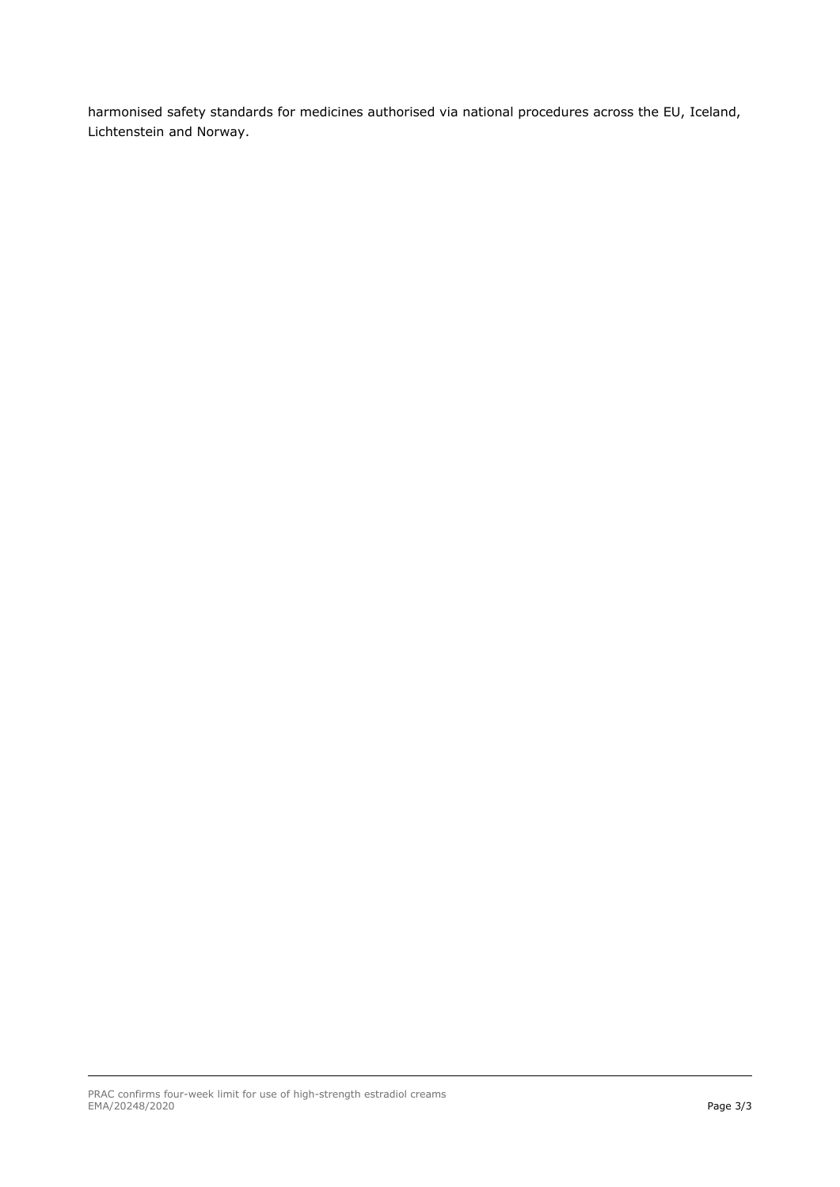harmonised safety standards for medicines authorised via national procedures across the EU, Iceland, Lichtenstein and Norway.